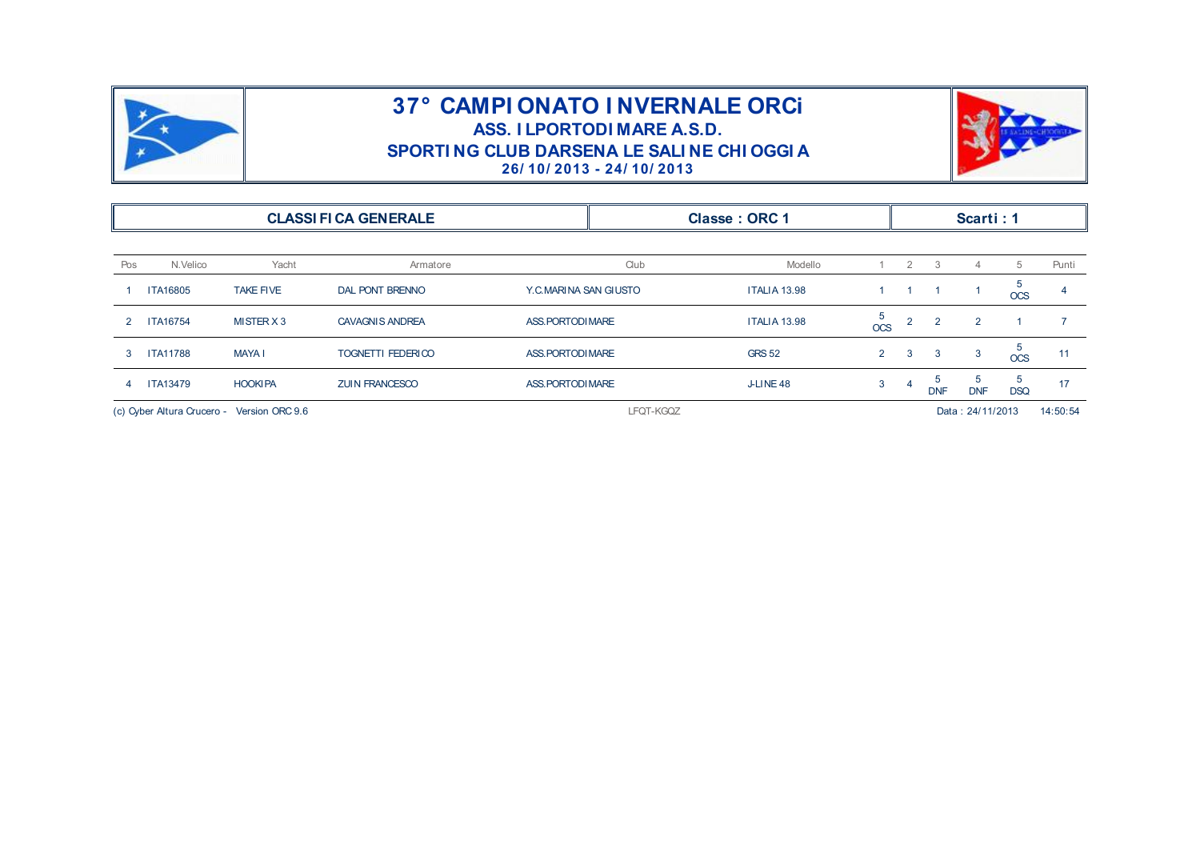# 37° CAMPIONATO INVERNALE ORCi

## ASS. ILPORTODIMARE A.S.D.

## SPORTING CLUB DARSENA LE SALINE CHIOGGIA

**26/10/2013 - 24/10/2013**

| CLASSIFICA GENERALE | Classe : ORC 1 | Scarti : 1 |
|---|---|---|

| Pos | N.Velico | Yacht | Armatore | Club | Modello | 1 | 2 | 3 | 4 | 5 | Punti |
|---|---|---|---|---|---|---|---|---|---|---|---|
| 1 | ITA16805 | TAKE FIVE | DAL PONT BRENNO | Y.C.MARINA SAN GIUSTO | ITALIA 13.98 | 1 | 1 | 1 | 1 | 5 OCS | 4 |
| 2 | ITA16754 | MISTER X 3 | CAVAGNIS ANDREA | ASS.PORTODIMARE | ITALIA 13.98 | 5 OCS | 2 | 2 | 2 | 1 | 7 |
| 3 | ITA11788 | MAYA I | TOGNETTI FEDERICO | ASS.PORTODIMARE | GRS 52 | 2 | 3 | 3 | 3 | 5 OCS | 11 |
| 4 | ITA13479 | HOOKIPA | ZUIN FRANCESCO | ASS.PORTODIMARE | J-LINE 48 | 3 | 4 | 5 DNF | 5 DNF | 5 DSQ | 17 |

(c) Cyber Altura Crucero - Version ORC 9.6 LFQT-KGQZ Data : 24/11/2013 14:50:54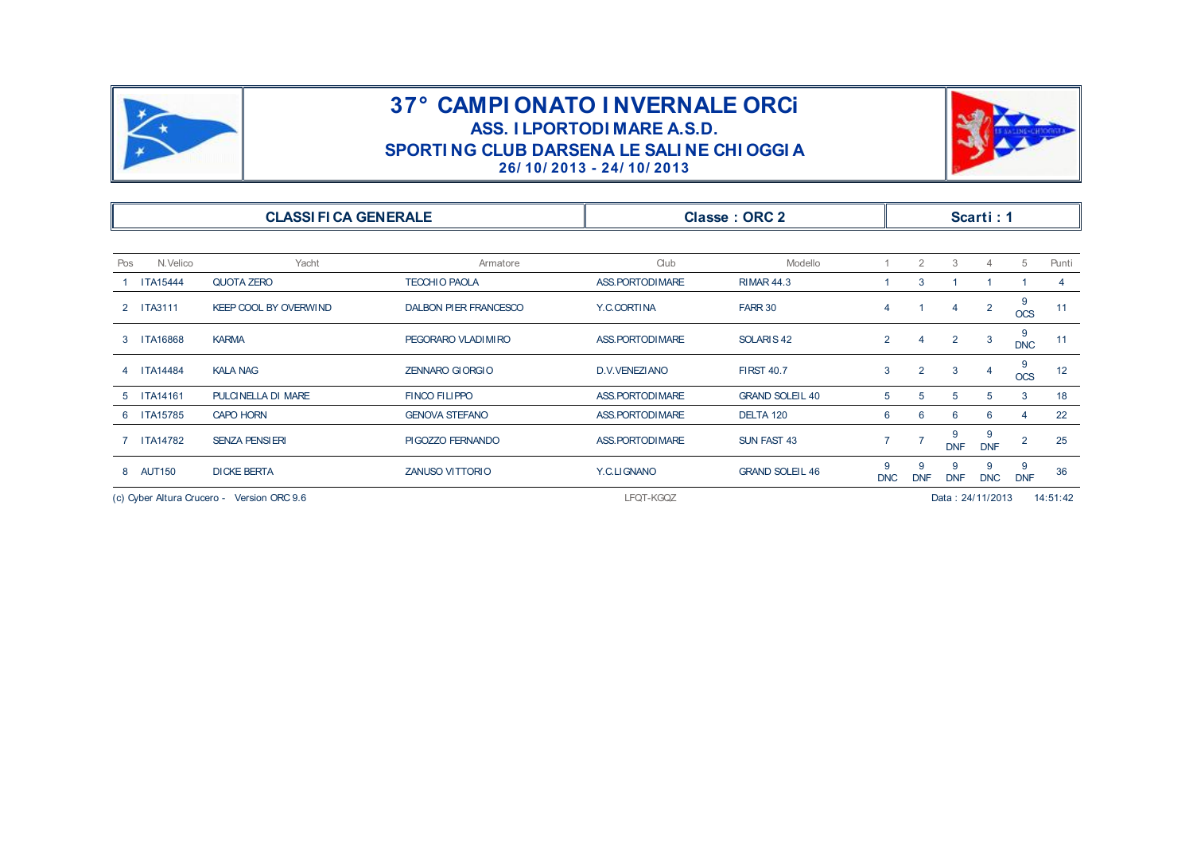# 37° CAMPIONATO INVERNALE ORCi

## ASS. ILPORTODIMARE A.S.D.

## SPORTING CLUB DARSENA LE SALINE CHIOGGIA

**26/10/2013 - 24/10/2013**

| CLASSIFICA GENERALE | Classe : ORC 2 | Scarti : 1 |
|---|---|---|

| Pos | N.Velico | Yacht | Armatore | Club | Modello | 1 | 2 | 3 | 4 | 5 | Punti |
|---|---|---|---|---|---|---|---|---|---|---|---|
| 1 | ITA15444 | QUOTA ZERO | TECCHIO PAOLA | ASS.PORTODIMARE | RIMAR 44.3 | 1 | 3 | 1 | 1 | 1 | 4 |
| 2 | ITA3111 | KEEP COOL BY OVERWIND | DALBON PIER FRANCESCO | Y.C.CORTINA | FARR 30 | 4 | 1 | 4 | 2 | 9 OCS | 11 |
| 3 | ITA16868 | KARMA | PEGORARO VLADIMIRO | ASS.PORTODIMARE | SOLARIS 42 | 2 | 4 | 2 | 3 | 9 DNC | 11 |
| 4 | ITA14484 | KALA NAG | ZENNARO GIORGIO | D.V.VENEZIANO | FIRST 40.7 | 3 | 2 | 3 | 4 | 9 OCS | 12 |
| 5 | ITA14161 | PULCINELLA DI MARE | FINCO FILIPPO | ASS.PORTODIMARE | GRAND SOLEIL 40 | 5 | 5 | 5 | 5 | 3 | 18 |
| 6 | ITA15785 | CAPO HORN | GENOVA STEFANO | ASS.PORTODIMARE | DELTA 120 | 6 | 6 | 6 | 6 | 4 | 22 |
| 7 | ITA14782 | SENZA PENSIERI | PIGOZZO FERNANDO | ASS.PORTODIMARE | SUN FAST 43 | 7 | 7 | 9 DNF | 9 DNF | 2 | 25 |
| 8 | AUT150 | DICKE BERTA | ZANUSO VITTORIO | Y.C.LIGNANO | GRAND SOLEIL 46 | 9 DNC | 9 DNF | 9 DNF | 9 DNC | 9 DNF | 36 |

(c) Cyber Altura Crucero - Version ORC 9.6    LFQT-KGQZ    Data : 24/11/2013    14:51:42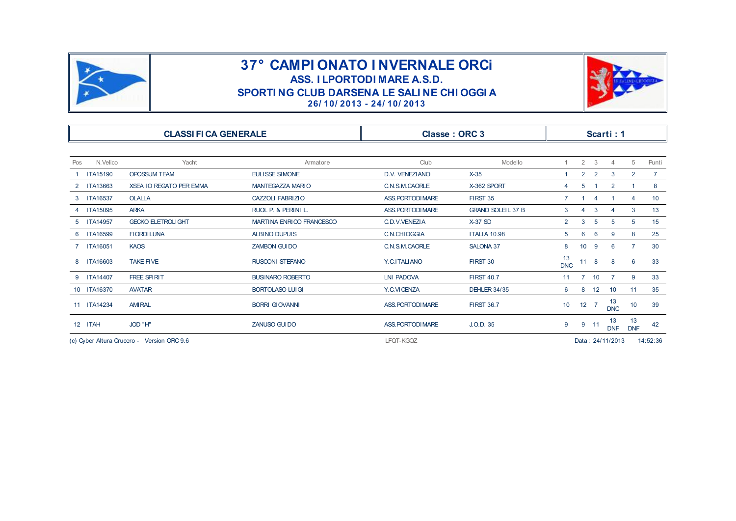# 37° CAMPIONATO INVERNALE ORCi

## ASS. ILPORTODIMARE A.S.D.

## SPORTING CLUB DARSENA LE SALINE CHIOGGIA

**26/10/2013 - 24/10/2013**

| CLASSIFICA GENERALE | Classe : ORC 3 | Scarti : 1 |
|---|---|---|

| Pos | N.Velico | Yacht | Armatore | Club | Modello | 1 | 2 | 3 | 4 | 5 | Punti |
|---|---|---|---|---|---|---|---|---|---|---|---|
| 1 | ITA15190 | OPOSSUM TEAM | EULISSE SIMONE | D.V. VENEZIANO | X-35 | 1 | 2 | 2 | 3 | 2 | 7 |
| 2 | ITA13663 | XSEA IO REGATO PER EMMA | MANTEGAZZA MARIO | C.N.S.M.CAORLE | X-362 SPORT | 4 | 5 | 1 | 2 | 1 | 8 |
| 3 | ITA16537 | OLALLA | CAZZOLI FABRIZIO | ASS.PORTODIMARE | FIRST 35 | 7 | 1 | 4 | 1 | 4 | 10 |
| 4 | ITA15095 | ARKA | RUOL P. & PERINI L. | ASS.PORTODIMARE | GRAND SOLEIL 37 B | 3 | 4 | 3 | 4 | 3 | 13 |
| 5 | ITA14957 | GECKO ELETROLIGHT | MARTINA ENRICO FRANCESCO | C.D.V.VENEZIA | X-37 SD | 2 | 3 | 5 | 5 | 5 | 15 |
| 6 | ITA16599 | FIORDILUNA | ALBINO DUPUIS | C.N.CHIOGGIA | ITALIA 10.98 | 5 | 6 | 6 | 9 | 8 | 25 |
| 7 | ITA16051 | KAOS | ZAMBON GUIDO | C.N.S.M.CAORLE | SALONA 37 | 8 | 10 | 9 | 6 | 7 | 30 |
| 8 | ITA16603 | TAKE FIVE | RUSCONI STEFANO | Y.C.ITALIANO | FIRST 30 | 13 DNC | 11 | 8 | 8 | 6 | 33 |
| 9 | ITA14407 | FREE SPIRIT | BUSINARO ROBERTO | LNI PADOVA | FIRST 40.7 | 11 | 7 | 10 | 7 | 9 | 33 |
| 10 | ITA16370 | AVATAR | BORTOLASO LUIGI | Y.C.VICENZA | DEHLER 34/35 | 6 | 8 | 12 | 10 | 11 | 35 |
| 11 | ITA14234 | AMIRAL | BORRI GIOVANNI | ASS.PORTODIMARE | FIRST 36.7 | 10 | 12 | 7 | 13 DNC | 10 | 39 |
| 12 | ITAH | JOD "H" | ZANUSO GUIDO | ASS.PORTODIMARE | J.O.D. 35 | 9 | 9 | 11 | 13 DNF | 13 DNF | 42 |

(c) Cyber Altura Crucero - Version ORC 9.6 LFQT-KGQZ Data : 24/11/2013 14:52:36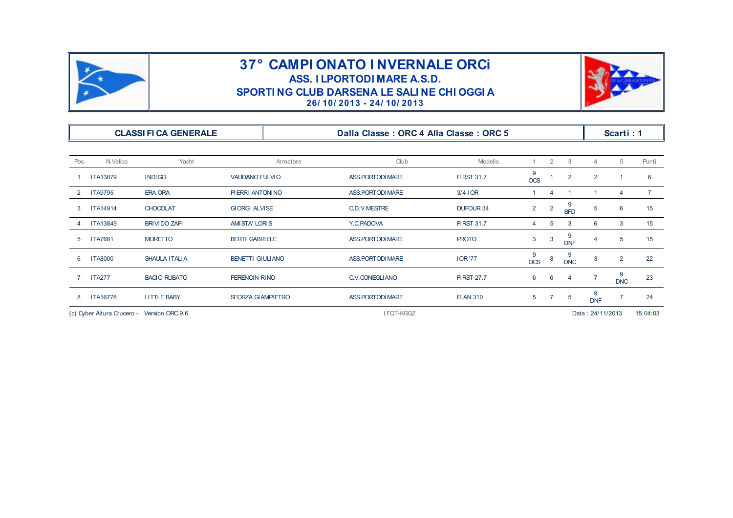# 37° CAMPIONATO INVERNALE ORCi

## ASS. ILPORTODIMARE A.S.D.

## SPORTING CLUB DARSENA LE SALINE CHIOGGIA

**26/10/2013 - 24/10/2013**

| CLASSIFICA GENERALE | Dalla Classe : ORC 4 Alla Classe : ORC 5 | Scarti : 1 |
|---|---|---|

| Pos | N.Velico | Yacht | Armatore | Club | Modello | 1 | 2 | 3 | 4 | 5 | Punti |
|---|---|---|---|---|---|---|---|---|---|---|---|
| 1 | ITA13879 | INDIGO | VAUDANO FULVIO | ASS.PORTODIMARE | FIRST 31.7 | 9 OCS | 1 | 2 | 2 | 1 | 6 |
| 2 | ITA9795 | ERA ORA | PIERRI ANTONINO | ASS.PORTODIMARE | 3/4 IOR | 1 | 4 | 1 | 1 | 4 | 7 |
| 3 | ITA14914 | CHOCOLAT | GIORGI ALVISE | C.D.V.MESTRE | DUFOUR 34 | 2 | 2 | 9 BFD | 5 | 6 | 15 |
| 4 | ITA13849 | BRIVIDO ZAPI | AMISTA' LORIS | Y.C.PADOVA | FIRST 31.7 | 4 | 5 | 3 | 6 | 3 | 15 |
| 5 | ITA7681 | MORETTO | BERTI GABRIELE | ASS.PORTODIMARE | PROTO | 3 | 3 | 9 DNF | 4 | 5 | 15 |
| 6 | ITA8000 | SHAULA ITALIA | BENETTI GIULIANO | ASS.PORTODIMARE | IOR '77 | 9 OCS | 8 | 9 DNC | 3 | 2 | 22 |
| 7 | ITA277 | BACIO RUBATO | PERENCIN RINO | C.V.CONEGLIANO | FIRST 27.7 | 6 | 6 | 4 | 7 | 9 DNC | 23 |
| 8 | ITA16778 | LITTLE BABY | SFORZA GIAMPIETRO | ASS.PORTODIMARE | ELAN 310 | 5 | 7 | 5 | 9 DNF | 7 | 24 |

(c) Cyber Altura Crucero - Version ORC 9.6 LFQT-KGQZ Data : 24/11/2013 15:04:03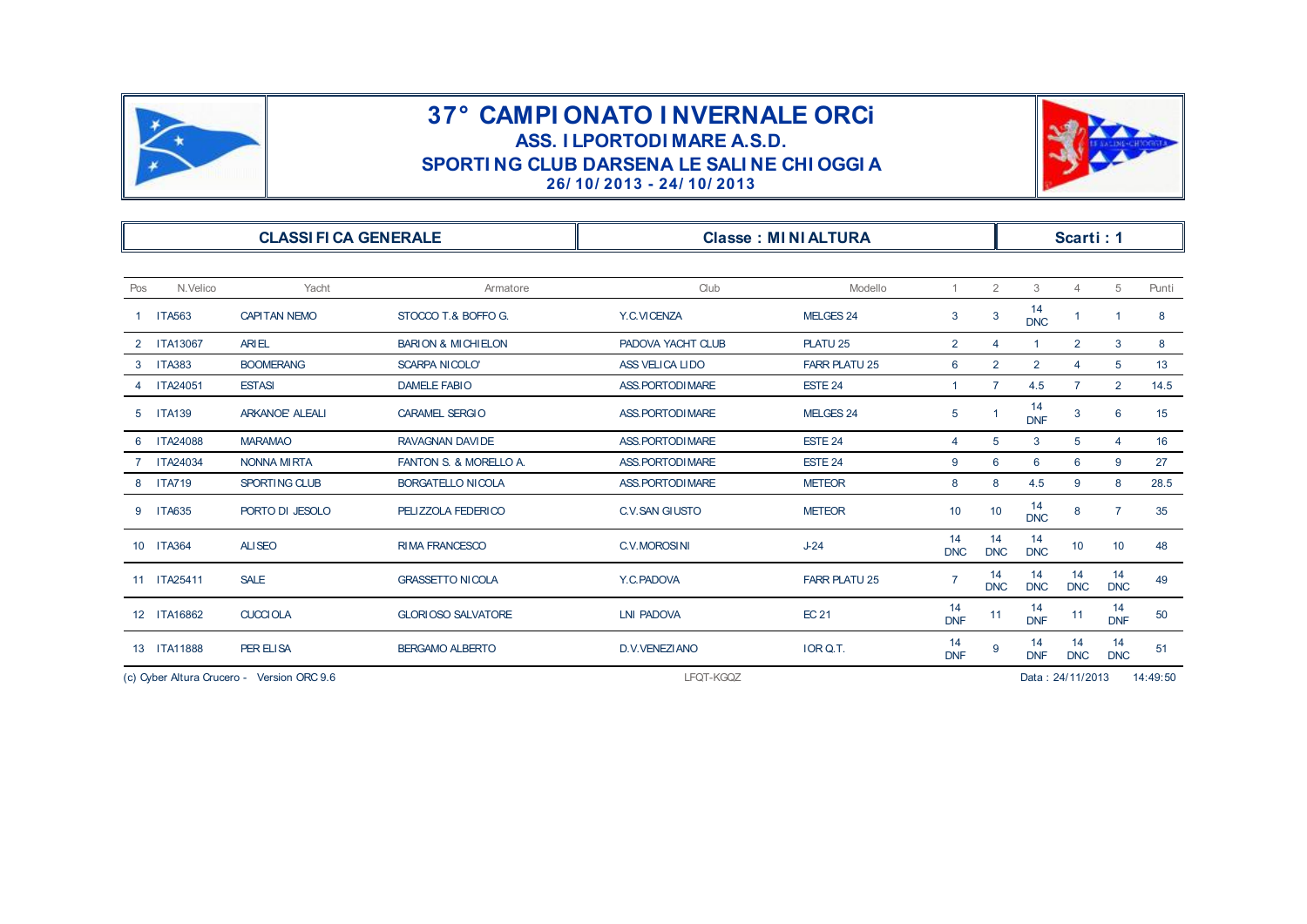# 37° CAMPIONATO INVERNALE ORCi

## ASS. ILPORTODIMARE A.S.D.

## SPORTING CLUB DARSENA LE SALINE CHIOGGIA

**26/10/2013 - 24/10/2013**

| CLASSIFICA GENERALE | Classe : MINIALTURA | Scarti : 1 |
|---|---|---|

| Pos | N.Velico | Yacht | Armatore | Club | Modello | 1 | 2 | 3 | 4 | 5 | Punti |
|---|---|---|---|---|---|---|---|---|---|---|---|
| 1 | ITA563 | CAPITAN NEMO | STOCCO T.& BOFFO G. | Y.C.VICENZA | MELGES 24 | 3 | 3 | 14 DNC | 1 | 1 | 8 |
| 2 | ITA13067 | ARIEL | BARION & MICHIELON | PADOVA YACHT CLUB | PLATU 25 | 2 | 4 | 1 | 2 | 3 | 8 |
| 3 | ITA383 | BOOMERANG | SCARPA NICOLO' | ASS VELICA LIDO | FARR PLATU 25 | 6 | 2 | 2 | 4 | 5 | 13 |
| 4 | ITA24051 | ESTASI | DAMELE FABIO | ASS.PORTODIMARE | ESTE 24 | 1 | 7 | 4.5 | 7 | 2 | 14.5 |
| 5 | ITA139 | ARKANOE' ALEALI | CARAMEL SERGIO | ASS.PORTODIMARE | MELGES 24 | 5 | 1 | 14 DNF | 3 | 6 | 15 |
| 6 | ITA24088 | MARAMAO | RAVAGNAN DAVIDE | ASS.PORTODIMARE | ESTE 24 | 4 | 5 | 3 | 5 | 4 | 16 |
| 7 | ITA24034 | NONNA MIRTA | FANTON S. & MORELLO A. | ASS.PORTODIMARE | ESTE 24 | 9 | 6 | 6 | 6 | 9 | 27 |
| 8 | ITA719 | SPORTING CLUB | BORGATELLO NICOLA | ASS.PORTODIMARE | METEOR | 8 | 8 | 4.5 | 9 | 8 | 28.5 |
| 9 | ITA635 | PORTO DI JESOLO | PELIZZOLA FEDERICO | C.V.SAN GIUSTO | METEOR | 10 | 10 | 14 DNC | 8 | 7 | 35 |
| 10 | ITA364 | ALISEO | RIMA FRANCESCO | C.V.MOROSINI | J-24 | 14 DNC | 14 DNC | 14 DNC | 10 | 10 | 48 |
| 11 | ITA25411 | SALE | GRASSETTO NICOLA | Y.C.PADOVA | FARR PLATU 25 | 7 | 14 DNC | 14 DNC | 14 DNC | 14 DNC | 49 |
| 12 | ITA16862 | CUCCIOLA | GLORIOSO SALVATORE | LNI PADOVA | EC 21 | 14 DNF | 11 | 14 DNF | 11 | 14 DNF | 50 |
| 13 | ITA11888 | PER ELISA | BERGAMO ALBERTO | D.V.VENEZIANO | IOR Q.T. | 14 DNF | 9 | 14 DNF | 14 DNC | 14 DNC | 51 |

(c) Cyber Altura Crucero - Version ORC 9.6 LFQT-KGQZ Data : 24/11/2013 14:49:50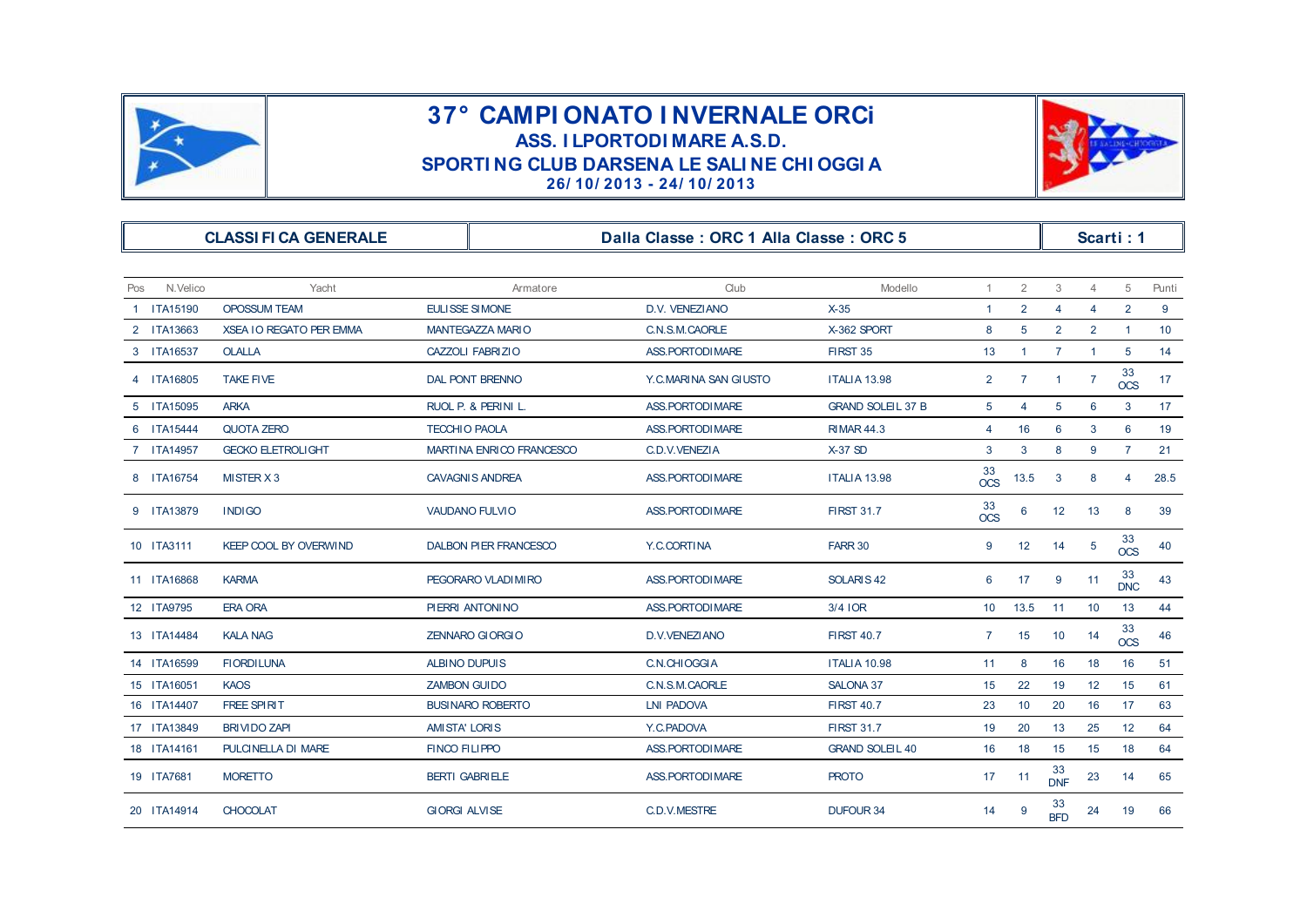# 37° CAMPIONATO INVERNALE ORCi

## ASS. ILPORTODIMARE A.S.D.

## SPORTING CLUB DARSENA LE SALINE CHIOGGIA

**26/10/2013 - 24/10/2013**

| CLASSIFICA GENERALE | Dalla Classe : ORC 1 Alla Classe : ORC 5 | Scarti : 1 |
|---|---|---|

| Pos | N.Velico | Yacht | Armatore | Club | Modello | 1 | 2 | 3 | 4 | 5 | Punti |
|---|---|---|---|---|---|---|---|---|---|---|---|
| 1 | ITA15190 | OPOSSUM TEAM | EULISSE SIMONE | D.V. VENEZIANO | X-35 | 1 | 2 | 4 | 4 | 2 | 9 |
| 2 | ITA13663 | XSEA IO REGATO PER EMMA | MANTEGAZZA MARIO | C.N.S.M.CAORLE | X-362 SPORT | 8 | 5 | 2 | 2 | 1 | 10 |
| 3 | ITA16537 | OLALLA | CAZZOLI FABRIZIO | ASS.PORTODIMARE | FIRST 35 | 13 | 1 | 7 | 1 | 5 | 14 |
| 4 | ITA16805 | TAKE FIVE | DAL PONT BRENNO | Y.C.MARINA SAN GIUSTO | ITALIA 13.98 | 2 | 7 | 1 | 7 | 33 OCS | 17 |
| 5 | ITA15095 | ARKA | RUOL P. & PERINI L. | ASS.PORTODIMARE | GRAND SOLEIL 37 B | 5 | 4 | 5 | 6 | 3 | 17 |
| 6 | ITA15444 | QUOTA ZERO | TECCHIO PAOLA | ASS.PORTODIMARE | RIMAR 44.3 | 4 | 16 | 6 | 3 | 6 | 19 |
| 7 | ITA14957 | GECKO ELETROLIGHT | MARTINA ENRICO FRANCESCO | C.D.V.VENEZIA | X-37 SD | 3 | 3 | 8 | 9 | 7 | 21 |
| 8 | ITA16754 | MISTER X 3 | CAVAGNIS ANDREA | ASS.PORTODIMARE | ITALIA 13.98 | 33 OCS | 13.5 | 3 | 8 | 4 | 28.5 |
| 9 | ITA13879 | INDIGO | VAUDANO FULVIO | ASS.PORTODIMARE | FIRST 31.7 | 33 OCS | 6 | 12 | 13 | 8 | 39 |
| 10 | ITA3111 | KEEP COOL BY OVERWIND | DALBON PIER FRANCESCO | Y.C.CORTINA | FARR 30 | 9 | 12 | 14 | 5 | 33 OCS | 40 |
| 11 | ITA16868 | KARMA | PEGORARO VLADIMIRO | ASS.PORTODIMARE | SOLARIS 42 | 6 | 17 | 9 | 11 | 33 DNC | 43 |
| 12 | ITA9795 | ERA ORA | PIERRI ANTONINO | ASS.PORTODIMARE | 3/4 IOR | 10 | 13.5 | 11 | 10 | 13 | 44 |
| 13 | ITA14484 | KALA NAG | ZENNARO GIORGIO | D.V.VENEZIANO | FIRST 40.7 | 7 | 15 | 10 | 14 | 33 OCS | 46 |
| 14 | ITA16599 | FIORDILUNA | ALBINO DUPUIS | C.N.CHIOGGIA | ITALIA 10.98 | 11 | 8 | 16 | 18 | 16 | 51 |
| 15 | ITA16051 | KAOS | ZAMBON GUIDO | C.N.S.M.CAORLE | SALONA 37 | 15 | 22 | 19 | 12 | 15 | 61 |
| 16 | ITA14407 | FREE SPIRIT | BUSINARO ROBERTO | LNI PADOVA | FIRST 40.7 | 23 | 10 | 20 | 16 | 17 | 63 |
| 17 | ITA13849 | BRIVIDO ZAPI | AMISTA' LORIS | Y.C.PADOVA | FIRST 31.7 | 19 | 20 | 13 | 25 | 12 | 64 |
| 18 | ITA14161 | PULCINELLA DI MARE | FINCO FILIPPO | ASS.PORTODIMARE | GRAND SOLEIL 40 | 16 | 18 | 15 | 15 | 18 | 64 |
| 19 | ITA7681 | MORETTO | BERTI GABRIELE | ASS.PORTODIMARE | PROTO | 17 | 11 | 33 DNF | 23 | 14 | 65 |
| 20 | ITA14914 | CHOCOLAT | GIORGI ALVISE | C.D.V.MESTRE | DUFOUR 34 | 14 | 9 | 33 BFD | 24 | 19 | 66 |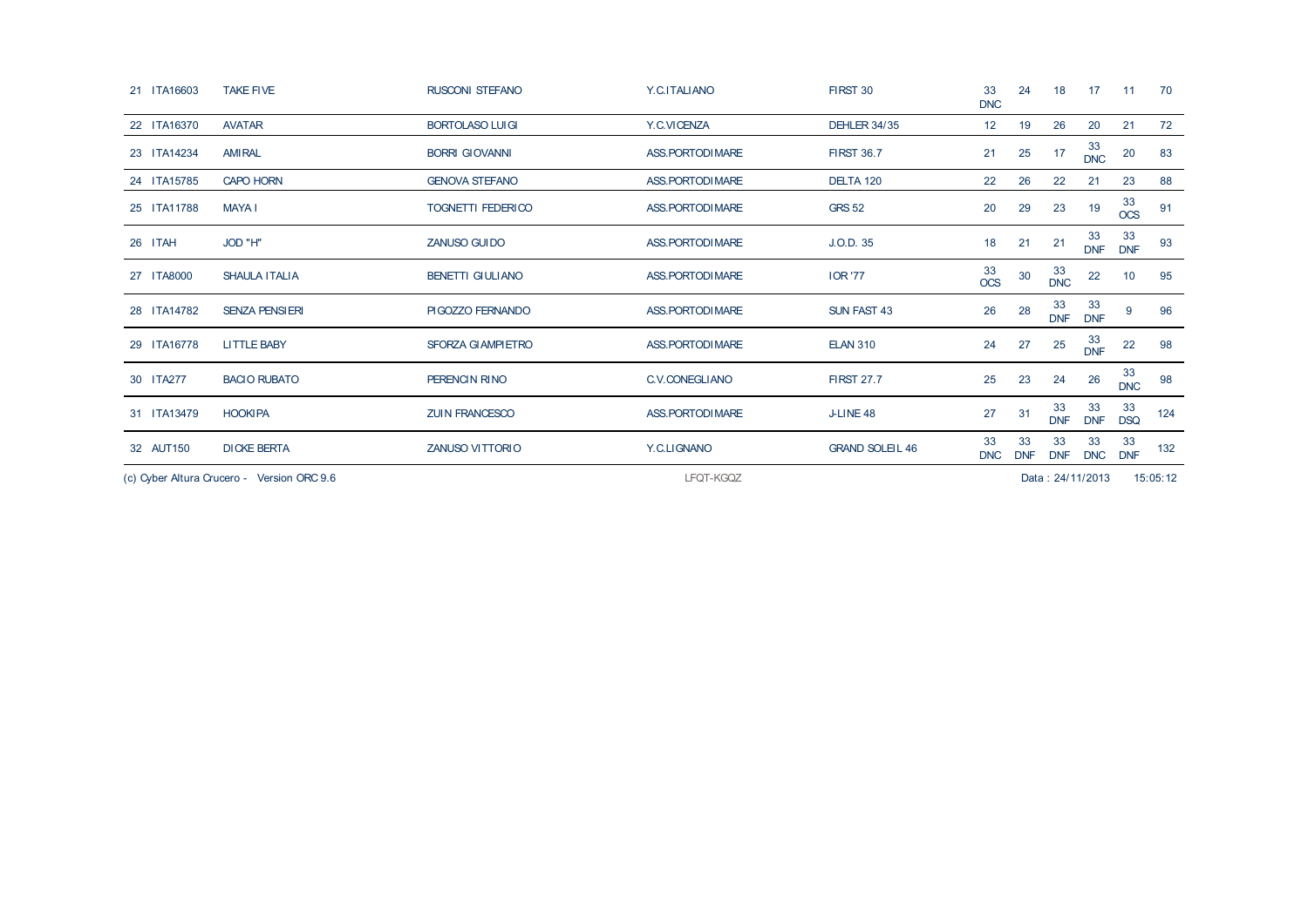| | | | | | | | | | | | | |
|---|---|---|---|---|---|---|---|---|---|---|---|---|
| 21 | ITA16603 | TAKE FIVE | RUSCONI STEFANO | Y.C.ITALIANO | FIRST 30 | 33 DNC | 24 | 18 | 17 | 11 | 70 |
| 22 | ITA16370 | AVATAR | BORTOLASO LUIGI | Y.C.VICENZA | DEHLER 34/35 | 12 | 19 | 26 | 20 | 21 | 72 |
| 23 | ITA14234 | AMIRAL | BORRI GIOVANNI | ASS.PORTODIMARE | FIRST 36.7 | 21 | 25 | 17 | 33 DNC | 20 | 83 |
| 24 | ITA15785 | CAPO HORN | GENOVA STEFANO | ASS.PORTODIMARE | DELTA 120 | 22 | 26 | 22 | 21 | 23 | 88 |
| 25 | ITA11788 | MAYA I | TOGNETTI FEDERICO | ASS.PORTODIMARE | GRS 52 | 20 | 29 | 23 | 19 | 33 OCS | 91 |
| 26 | ITAH | JOD "H" | ZANUSO GUIDO | ASS.PORTODIMARE | J.O.D. 35 | 18 | 21 | 21 | 33 DNF | 33 DNF | 93 |
| 27 | ITA8000 | SHAULA ITALIA | BENETTI GIULIANO | ASS.PORTODIMARE | IOR '77 | 33 OCS | 30 | 33 DNC | 22 | 10 | 95 |
| 28 | ITA14782 | SENZA PENSIERI | PIGOZZO FERNANDO | ASS.PORTODIMARE | SUN FAST 43 | 26 | 28 | 33 DNF | 33 DNF | 9 | 96 |
| 29 | ITA16778 | LITTLE BABY | SFORZA GIAMPIETRO | ASS.PORTODIMARE | ELAN 310 | 24 | 27 | 25 | 33 DNF | 22 | 98 |
| 30 | ITA277 | BACIO RUBATO | PERENCIN RINO | C.V.CONEGLIANO | FIRST 27.7 | 25 | 23 | 24 | 26 | 33 DNC | 98 |
| 31 | ITA13479 | HOOKIPA | ZUIN FRANCESCO | ASS.PORTODIMARE | J-LINE 48 | 27 | 31 | 33 DNF | 33 DNF | 33 DSQ | 124 |
| 32 | AUT150 | DICKE BERTA | ZANUSO VITTORIO | Y.C.LIGNANO | GRAND SOLEIL 46 | 33 DNC | 33 DNF | 33 DNF | 33 DNC | 33 DNF | 132 |

(c) Cyber Altura Crucero - Version ORC 9.6 LFQT-KGQZ Data : 24/11/2013 15:05:12